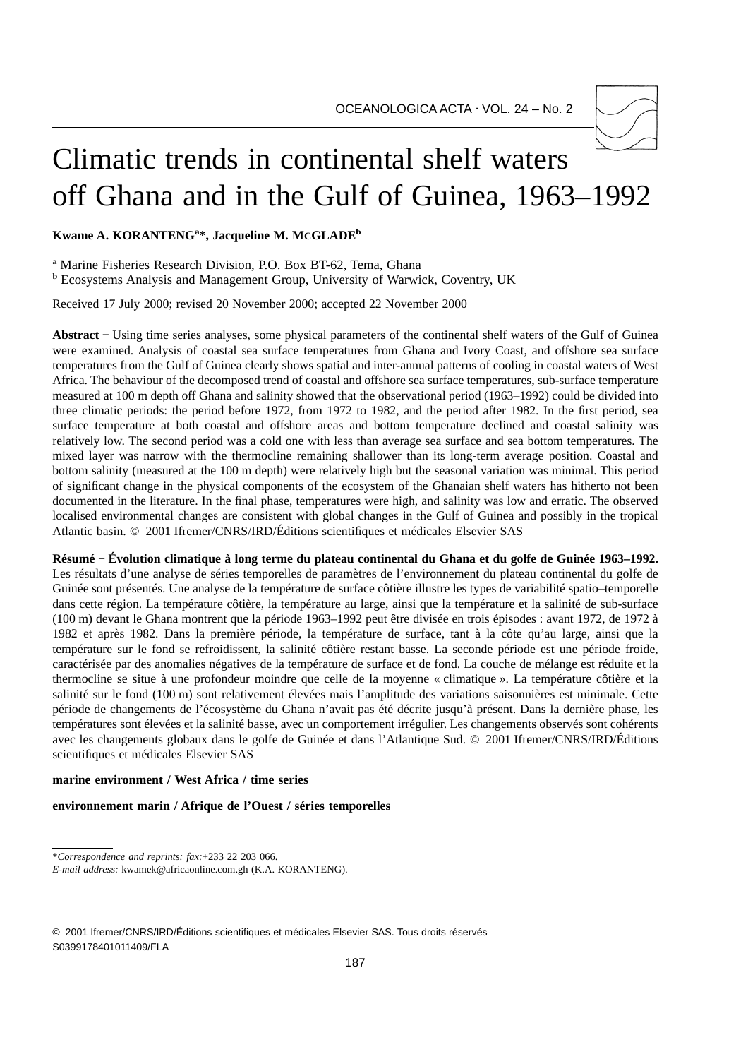# Climatic trends in continental shelf waters off Ghana and in the Gulf of Guinea, 1963–1992

**Kwame A. KORANTENG[a]*, Jacqueline M. MCGLADE[b]**

[a] Marine Fisheries Research Division, P.O. Box BT-62, Tema, Ghana
[b] Ecosystems Analysis and Management Group, University of Warwick, Coventry, UK

Received 17 July 2000; revised 20 November 2000; accepted 22 November 2000

**Abstract** − Using time series analyses, some physical parameters of the continental shelf waters of the Gulf of Guinea were examined. Analysis of coastal sea surface temperatures from Ghana and Ivory Coast, and offshore sea surface temperatures from the Gulf of Guinea clearly shows spatial and inter-annual patterns of cooling in coastal waters of West Africa. The behaviour of the decomposed trend of coastal and offshore sea surface temperatures, sub-surface temperature measured at 100 m depth off Ghana and salinity showed that the observational period (1963–1992) could be divided into three climatic periods: the period before 1972, from 1972 to 1982, and the period after 1982. In the first period, sea surface temperature at both coastal and offshore areas and bottom temperature declined and coastal salinity was relatively low. The second period was a cold one with less than average sea surface and sea bottom temperatures. The mixed layer was narrow with the thermocline remaining shallower than its long-term average position. Coastal and bottom salinity (measured at the 100 m depth) were relatively high but the seasonal variation was minimal. This period of significant change in the physical components of the ecosystem of the Ghanaian shelf waters has hitherto not been documented in the literature. In the final phase, temperatures were high, and salinity was low and erratic. The observed localised environmental changes are consistent with global changes in the Gulf of Guinea and possibly in the tropical Atlantic basin. © 2001 Ifremer/CNRS/IRD/Éditions scientifiques et médicales Elsevier SAS

**Résumé − Évolution climatique à long terme du plateau continental du Ghana et du golfe de Guinée 1963–1992.** Les résultats d'une analyse de séries temporelles de paramètres de l'environnement du plateau continental du golfe de Guinée sont présentés. Une analyse de la température de surface côtière illustre les types de variabilité spatio–temporelle dans cette région. La température côtière, la température au large, ainsi que la température et la salinité de sub-surface (100 m) devant le Ghana montrent que la période 1963–1992 peut être divisée en trois épisodes : avant 1972, de 1972 à 1982 et après 1982. Dans la première période, la température de surface, tant à la côte qu'au large, ainsi que la température sur le fond se refroidissent, la salinité côtière restant basse. La seconde période est une période froide, caractérisée par des anomalies négatives de la température de surface et de fond. La couche de mélange est réduite et la thermocline se situe à une profondeur moindre que celle de la moyenne « climatique ». La température côtière et la salinité sur le fond (100 m) sont relativement élevées mais l'amplitude des variations saisonnières est minimale. Cette période de changements de l'écosystème du Ghana n'avait pas été décrite jusqu'à présent. Dans la dernière phase, les températures sont élevées et la salinité basse, avec un comportement irrégulier. Les changements observés sont cohérents avec les changements globaux dans le golfe de Guinée et dans l'Atlantique Sud. © 2001 Ifremer/CNRS/IRD/Éditions scientifiques et médicales Elsevier SAS

**marine environment / West Africa / time series**

**environnement marin / Afrique de l'Ouest / séries temporelles**

---

*\*Correspondence and reprints: fax:*+233 22 203 066.
*E-mail address:* kwamek@africaonline.com.gh (K.A. KORANTENG).

© 2001 Ifremer/CNRS/IRD/Éditions scientifiques et médicales Elsevier SAS. Tous droits réservés
S0399178401011409/FLA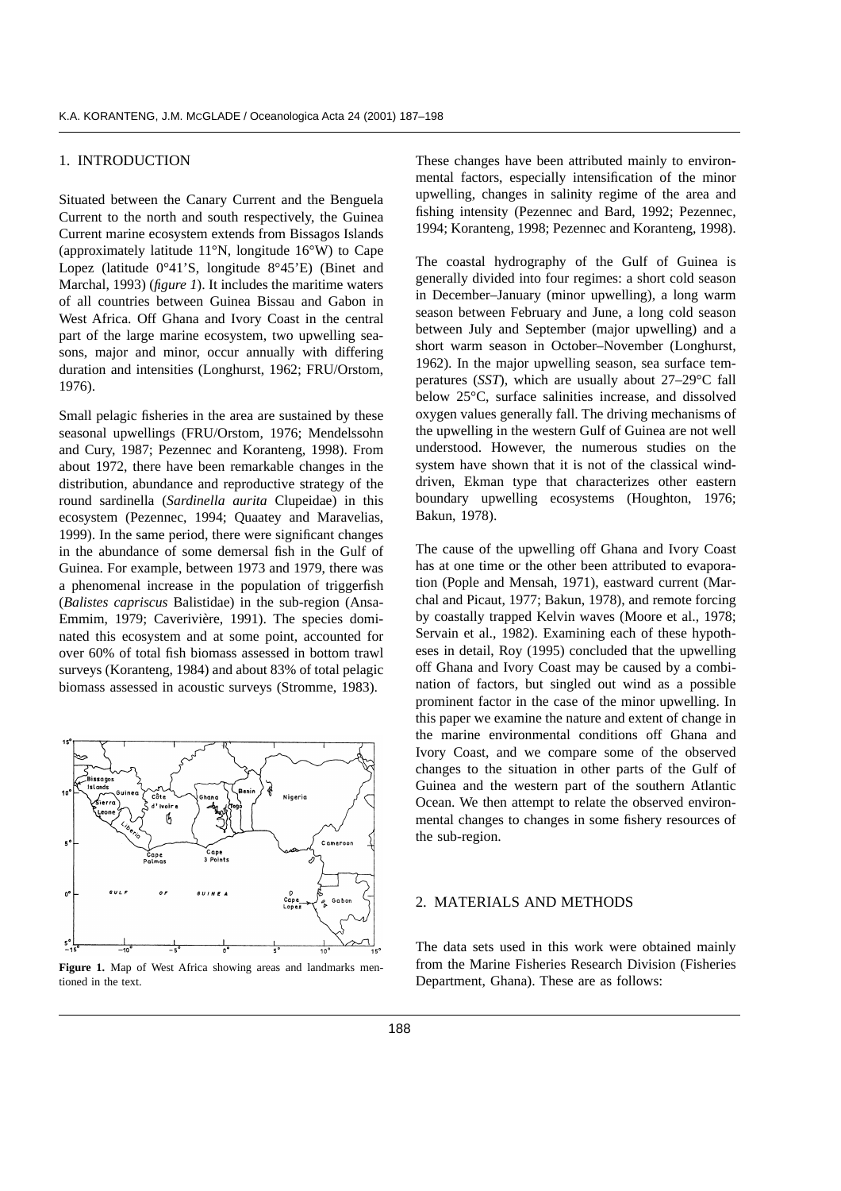## 1. INTRODUCTION

Situated between the Canary Current and the Benguela Current to the north and south respectively, the Guinea Current marine ecosystem extends from Bissagos Islands (approximately latitude 11°N, longitude 16°W) to Cape Lopez (latitude 0°41'S, longitude 8°45'E) (Binet and Marchal, 1993) (*figure 1*). It includes the maritime waters of all countries between Guinea Bissau and Gabon in West Africa. Off Ghana and Ivory Coast in the central part of the large marine ecosystem, two upwelling seasons, major and minor, occur annually with differing duration and intensities (Longhurst, 1962; FRU/Orstom, 1976).

Small pelagic fisheries in the area are sustained by these seasonal upwellings (FRU/Orstom, 1976; Mendelssohn and Cury, 1987; Pezennec and Koranteng, 1998). From about 1972, there have been remarkable changes in the distribution, abundance and reproductive strategy of the round sardinella (*Sardinella aurita* Clupeidae) in this ecosystem (Pezennec, 1994; Quaatey and Maravelias, 1999). In the same period, there were significant changes in the abundance of some demersal fish in the Gulf of Guinea. For example, between 1973 and 1979, there was a phenomenal increase in the population of triggerfish (*Balistes capriscus* Balistidae) in the sub-region (Ansa-Emmim, 1979; Caverivière, 1991). The species dominated this ecosystem and at some point, accounted for over 60% of total fish biomass assessed in bottom trawl surveys (Koranteng, 1984) and about 83% of total pelagic biomass assessed in acoustic surveys (Stromme, 1983).

**Figure 1.** Map of West Africa showing areas and landmarks mentioned in the text.

These changes have been attributed mainly to environmental factors, especially intensification of the minor upwelling, changes in salinity regime of the area and fishing intensity (Pezennec and Bard, 1992; Pezennec, 1994; Koranteng, 1998; Pezennec and Koranteng, 1998).

The coastal hydrography of the Gulf of Guinea is generally divided into four regimes: a short cold season in December–January (minor upwelling), a long warm season between February and June, a long cold season between July and September (major upwelling) and a short warm season in October–November (Longhurst, 1962). In the major upwelling season, sea surface temperatures (*SST*), which are usually about 27–29°C fall below 25°C, surface salinities increase, and dissolved oxygen values generally fall. The driving mechanisms of the upwelling in the western Gulf of Guinea are not well understood. However, the numerous studies on the system have shown that it is not of the classical wind-driven, Ekman type that characterizes other eastern boundary upwelling ecosystems (Houghton, 1976; Bakun, 1978).

The cause of the upwelling off Ghana and Ivory Coast has at one time or the other been attributed to evaporation (Pople and Mensah, 1971), eastward current (Marchal and Picaut, 1977; Bakun, 1978), and remote forcing by coastally trapped Kelvin waves (Moore et al., 1978; Servain et al., 1982). Examining each of these hypotheses in detail, Roy (1995) concluded that the upwelling off Ghana and Ivory Coast may be caused by a combination of factors, but singled out wind as a possible prominent factor in the case of the minor upwelling. In this paper we examine the nature and extent of change in the marine environmental conditions off Ghana and Ivory Coast, and we compare some of the observed changes to the situation in other parts of the Gulf of Guinea and the western part of the southern Atlantic Ocean. We then attempt to relate the observed environmental changes to changes in some fishery resources of the sub-region.

## 2. MATERIALS AND METHODS

The data sets used in this work were obtained mainly from the Marine Fisheries Research Division (Fisheries Department, Ghana). These are as follows: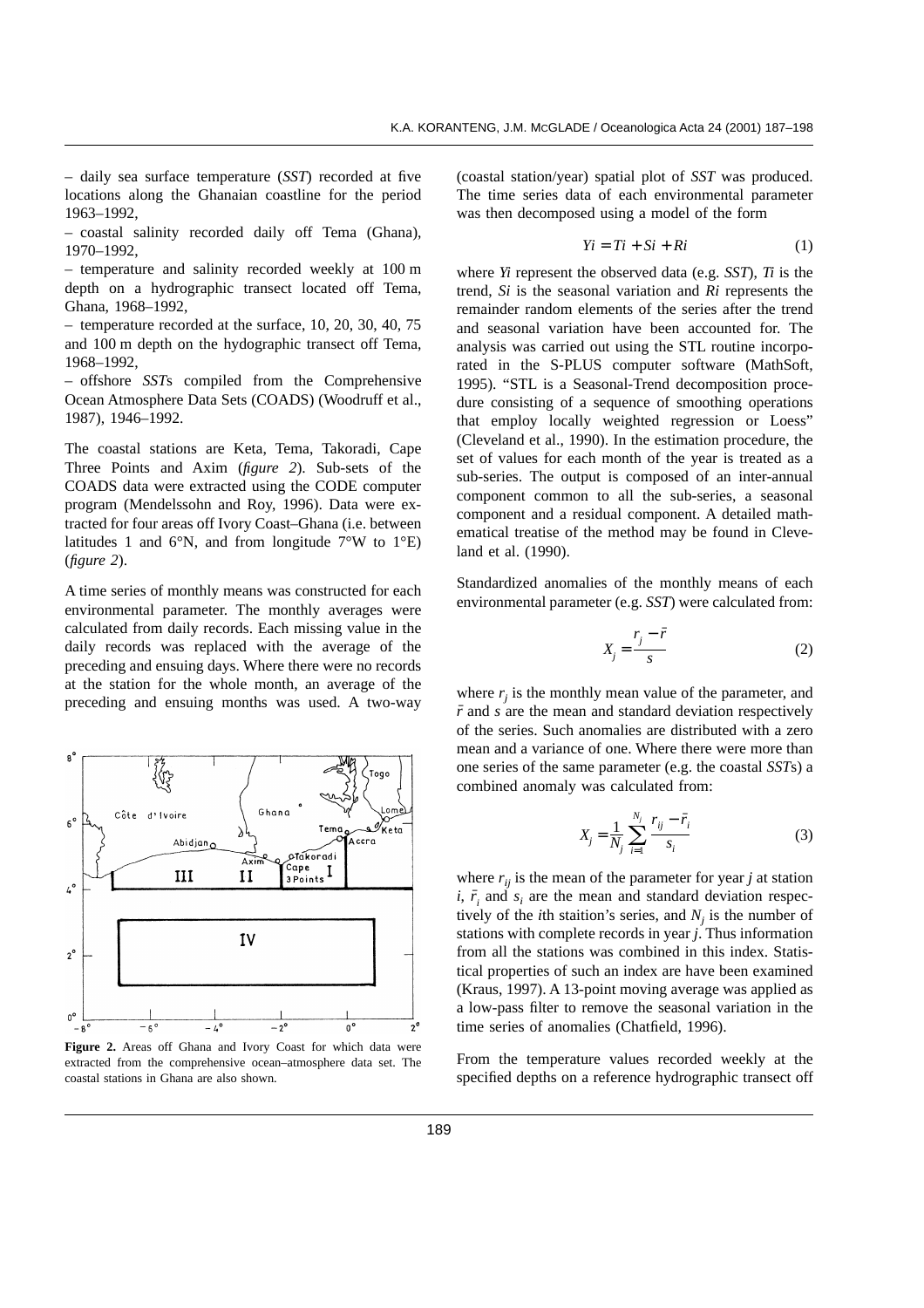– daily sea surface temperature (*SST*) recorded at five locations along the Ghanaian coastline for the period 1963–1992,

– coastal salinity recorded daily off Tema (Ghana), 1970–1992,

– temperature and salinity recorded weekly at 100 m depth on a hydrographic transect located off Tema, Ghana, 1968–1992,

– temperature recorded at the surface, 10, 20, 30, 40, 75 and 100 m depth on the hydographic transect off Tema, 1968–1992,

– offshore *SST*s compiled from the Comprehensive Ocean Atmosphere Data Sets (COADS) (Woodruff et al., 1987), 1946–1992.

The coastal stations are Keta, Tema, Takoradi, Cape Three Points and Axim (*figure 2*). Sub-sets of the COADS data were extracted using the CODE computer program (Mendelssohn and Roy, 1996). Data were extracted for four areas off Ivory Coast–Ghana (i.e. between latitudes 1 and 6°N, and from longitude 7°W to 1°E) (*figure 2*).

A time series of monthly means was constructed for each environmental parameter. The monthly averages were calculated from daily records. Each missing value in the daily records was replaced with the average of the preceding and ensuing days. Where there were no records at the station for the whole month, an average of the preceding and ensuing months was used. A two-way (coastal station/year) spatial plot of *SST* was produced. The time series data of each environmental parameter was then decomposed using a model of the form

$$Yi = Ti + Si + Ri \tag{1}$$

where *Yi* represent the observed data (e.g. *SST*), *Ti* is the trend, *Si* is the seasonal variation and *Ri* represents the remainder random elements of the series after the trend and seasonal variation have been accounted for. The analysis was carried out using the STL routine incorporated in the S-PLUS computer software (MathSoft, 1995). "STL is a Seasonal-Trend decomposition procedure consisting of a sequence of smoothing operations that employ locally weighted regression or Loess" (Cleveland et al., 1990). In the estimation procedure, the set of values for each month of the year is treated as a sub-series. The output is composed of an inter-annual component common to all the sub-series, a seasonal component and a residual component. A detailed mathematical treatise of the method may be found in Cleveland et al. (1990).

Figure 2. Areas off Ghana and Ivory Coast for which data were extracted from the comprehensive ocean–atmosphere data set. The coastal stations in Ghana are also shown.

Standardized anomalies of the monthly means of each environmental parameter (e.g. *SST*) were calculated from:

$$X_j = \frac{r_j - \bar{r}}{s} \tag{2}$$

where $r_j$ is the monthly mean value of the parameter, and $\bar{r}$ and $s$ are the mean and standard deviation respectively of the series. Such anomalies are distributed with a zero mean and a variance of one. Where there were more than one series of the same parameter (e.g. the coastal *SST*s) a combined anomaly was calculated from:

$$X_j = \frac{1}{N_j} \sum_{i=1}^{N_j} \frac{r_{ij} - \bar{r}_i}{s_i} \tag{3}$$

where $r_{ij}$ is the mean of the parameter for year $j$ at station $i$, $\bar{r}_i$ and $s_i$ are the mean and standard deviation respectively of the $i$th staition's series, and $N_j$ is the number of stations with complete records in year $j$. Thus information from all the stations was combined in this index. Statistical properties of such an index are have been examined (Kraus, 1997). A 13-point moving average was applied as a low-pass filter to remove the seasonal variation in the time series of anomalies (Chatfield, 1996).

From the temperature values recorded weekly at the specified depths on a reference hydrographic transect off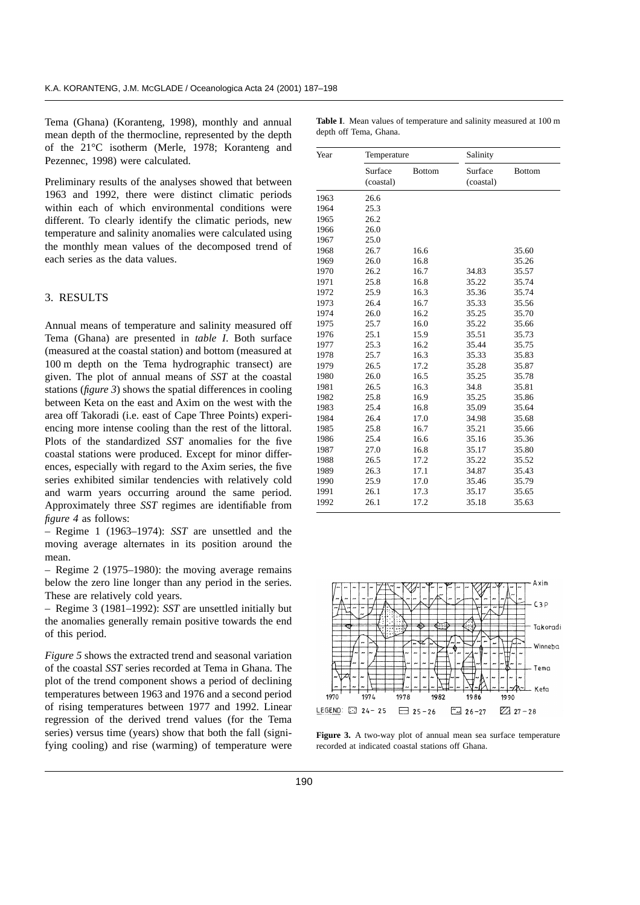Tema (Ghana) (Koranteng, 1998), monthly and annual mean depth of the thermocline, represented by the depth of the 21°C isotherm (Merle, 1978; Koranteng and Pezennec, 1998) were calculated.

Preliminary results of the analyses showed that between 1963 and 1992, there were distinct climatic periods within each of which environmental conditions were different. To clearly identify the climatic periods, new temperature and salinity anomalies were calculated using the monthly mean values of the decomposed trend of each series as the data values.

## 3. RESULTS

Annual means of temperature and salinity measured off Tema (Ghana) are presented in *table I*. Both surface (measured at the coastal station) and bottom (measured at 100 m depth on the Tema hydrographic transect) are given. The plot of annual means of *SST* at the coastal stations (*figure 3*) shows the spatial differences in cooling between Keta on the east and Axim on the west with the area off Takoradi (i.e. east of Cape Three Points) experiencing more intense cooling than the rest of the littoral. Plots of the standardized *SST* anomalies for the five coastal stations were produced. Except for minor differences, especially with regard to the Axim series, the five series exhibited similar tendencies with relatively cold and warm years occurring around the same period. Approximately three *SST* regimes are identifiable from *figure 4* as follows:

– Regime 1 (1963–1974): *SST* are unsettled and the moving average alternates in its position around the mean.

– Regime 2 (1975–1980): the moving average remains below the zero line longer than any period in the series. These are relatively cold years.

– Regime 3 (1981–1992): *SST* are unsettled initially but the anomalies generally remain positive towards the end of this period.

*Figure 5* shows the extracted trend and seasonal variation of the coastal *SST* series recorded at Tema in Ghana. The plot of the trend component shows a period of declining temperatures between 1963 and 1976 and a second period of rising temperatures between 1977 and 1992. Linear regression of the derived trend values (for the Tema series) versus time (years) show that both the fall (signifying cooling) and rise (warming) of temperature were

**Table I**. Mean values of temperature and salinity measured at 100 m depth off Tema, Ghana.

| Year | Temperature | | Salinity | |
|---|---|---|---|---|
| | Surface (coastal) | Bottom | Surface (coastal) | Bottom |
| 1963 | 26.6 | | | |
| 1964 | 25.3 | | | |
| 1965 | 26.2 | | | |
| 1966 | 26.0 | | | |
| 1967 | 25.0 | | | |
| 1968 | 26.7 | 16.6 | | 35.60 |
| 1969 | 26.0 | 16.8 | | 35.26 |
| 1970 | 26.2 | 16.7 | 34.83 | 35.57 |
| 1971 | 25.8 | 16.8 | 35.22 | 35.74 |
| 1972 | 25.9 | 16.3 | 35.36 | 35.74 |
| 1973 | 26.4 | 16.7 | 35.33 | 35.56 |
| 1974 | 26.0 | 16.2 | 35.25 | 35.70 |
| 1975 | 25.7 | 16.0 | 35.22 | 35.66 |
| 1976 | 25.1 | 15.9 | 35.51 | 35.73 |
| 1977 | 25.3 | 16.2 | 35.44 | 35.75 |
| 1978 | 25.7 | 16.3 | 35.33 | 35.83 |
| 1979 | 26.5 | 17.2 | 35.28 | 35.87 |
| 1980 | 26.0 | 16.5 | 35.25 | 35.78 |
| 1981 | 26.5 | 16.3 | 34.8 | 35.81 |
| 1982 | 25.8 | 16.9 | 35.25 | 35.86 |
| 1983 | 25.4 | 16.8 | 35.09 | 35.64 |
| 1984 | 26.4 | 17.0 | 34.98 | 35.68 |
| 1985 | 25.8 | 16.7 | 35.21 | 35.66 |
| 1986 | 25.4 | 16.6 | 35.16 | 35.36 |
| 1987 | 27.0 | 16.8 | 35.17 | 35.80 |
| 1988 | 26.5 | 17.2 | 35.22 | 35.52 |
| 1989 | 26.3 | 17.1 | 34.87 | 35.43 |
| 1990 | 25.9 | 17.0 | 35.46 | 35.79 |
| 1991 | 26.1 | 17.3 | 35.17 | 35.65 |
| 1992 | 26.1 | 17.2 | 35.18 | 35.63 |

**Figure 3.** A two-way plot of annual mean sea surface temperature recorded at indicated coastal stations off Ghana.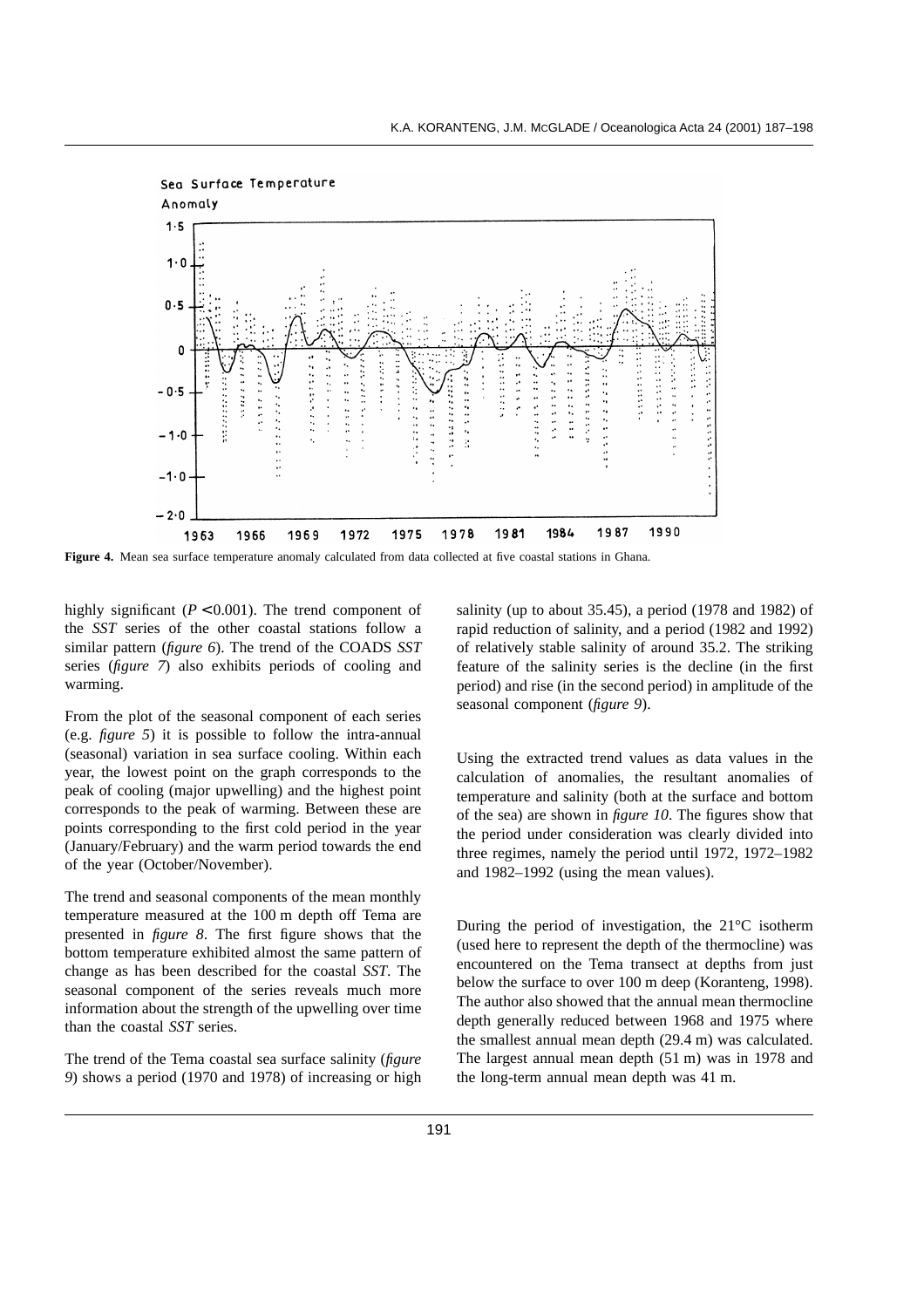**Figure 4.** Mean sea surface temperature anomaly calculated from data collected at five coastal stations in Ghana.

highly significant ($P < 0.001$). The trend component of the *SST* series of the other coastal stations follow a similar pattern (*figure 6*). The trend of the COADS *SST* series (*figure 7*) also exhibits periods of cooling and warming.

From the plot of the seasonal component of each series (e.g. *figure 5*) it is possible to follow the intra-annual (seasonal) variation in sea surface cooling. Within each year, the lowest point on the graph corresponds to the peak of cooling (major upwelling) and the highest point corresponds to the peak of warming. Between these are points corresponding to the first cold period in the year (January/February) and the warm period towards the end of the year (October/November).

The trend and seasonal components of the mean monthly temperature measured at the 100 m depth off Tema are presented in *figure 8*. The first figure shows that the bottom temperature exhibited almost the same pattern of change as has been described for the coastal *SST*. The seasonal component of the series reveals much more information about the strength of the upwelling over time than the coastal *SST* series.

The trend of the Tema coastal sea surface salinity (*figure 9*) shows a period (1970 and 1978) of increasing or high salinity (up to about 35.45), a period (1978 and 1982) of rapid reduction of salinity, and a period (1982 and 1992) of relatively stable salinity of around 35.2. The striking feature of the salinity series is the decline (in the first period) and rise (in the second period) in amplitude of the seasonal component (*figure 9*).

Using the extracted trend values as data values in the calculation of anomalies, the resultant anomalies of temperature and salinity (both at the surface and bottom of the sea) are shown in *figure 10*. The figures show that the period under consideration was clearly divided into three regimes, namely the period until 1972, 1972–1982 and 1982–1992 (using the mean values).

During the period of investigation, the 21°C isotherm (used here to represent the depth of the thermocline) was encountered on the Tema transect at depths from just below the surface to over 100 m deep (Koranteng, 1998). The author also showed that the annual mean thermocline depth generally reduced between 1968 and 1975 where the smallest annual mean depth (29.4 m) was calculated. The largest annual mean depth (51 m) was in 1978 and the long-term annual mean depth was 41 m.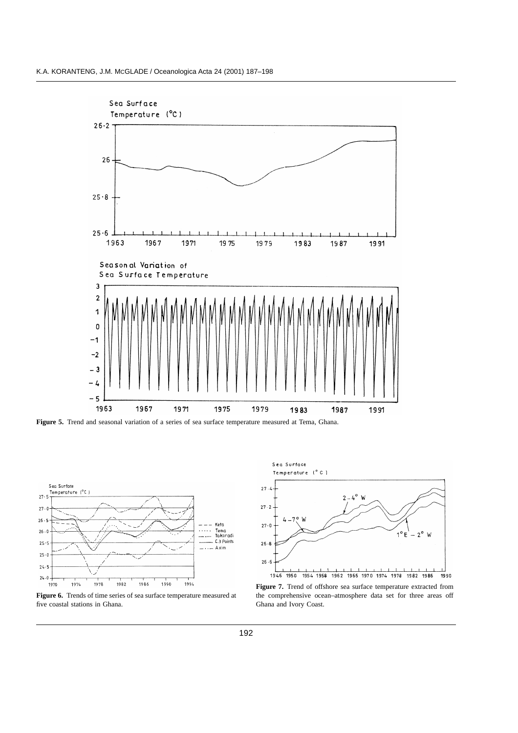**Figure 5.** Trend and seasonal variation of a series of sea surface temperature measured at Tema, Ghana.

**Figure 6.** Trends of time series of sea surface temperature measured at five coastal stations in Ghana.

**Figure 7.** Trend of offshore sea surface temperature extracted from the comprehensive ocean–atmosphere data set for three areas off Ghana and Ivory Coast.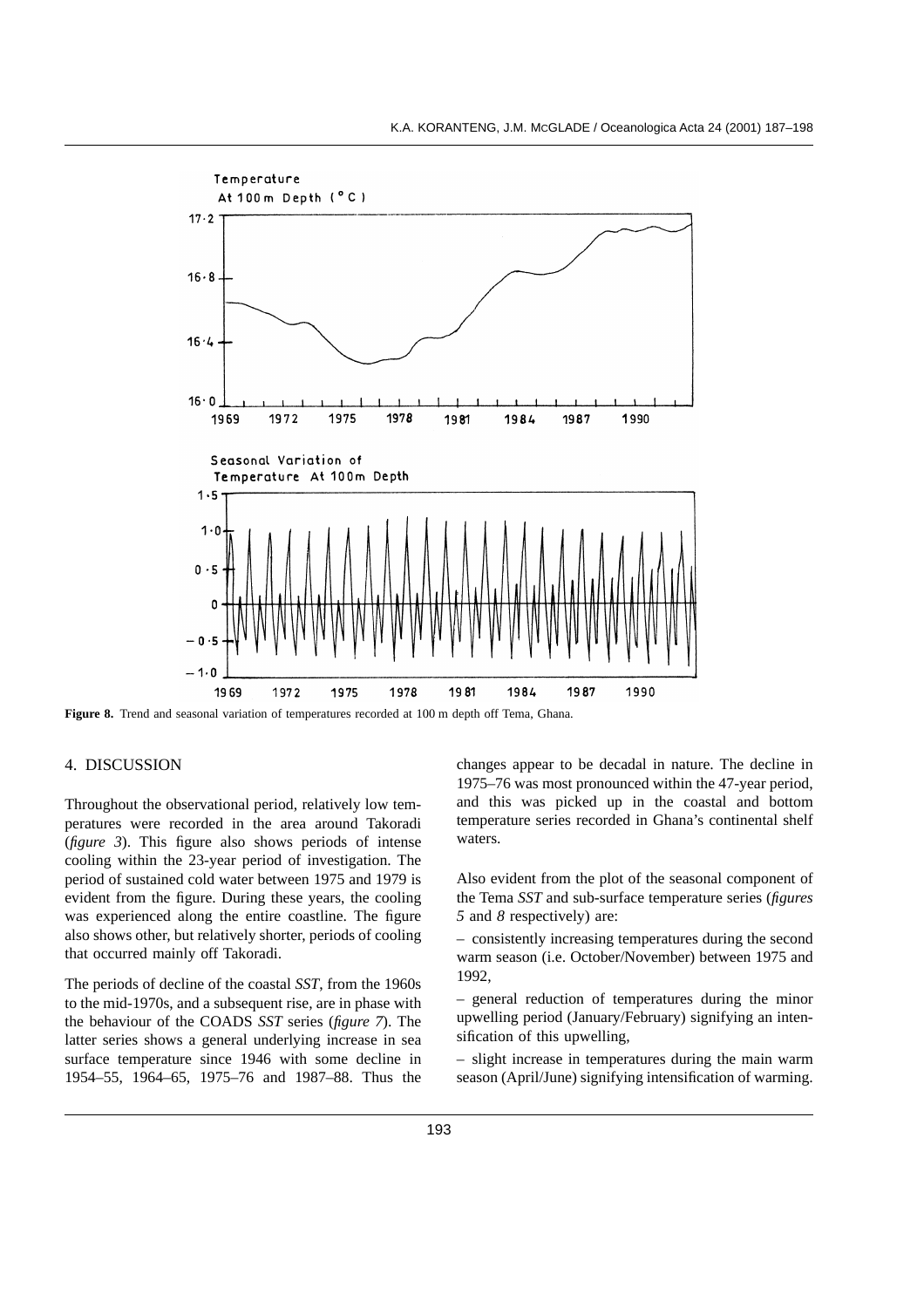**Figure 8.** Trend and seasonal variation of temperatures recorded at 100 m depth off Tema, Ghana.

## 4. DISCUSSION

Throughout the observational period, relatively low temperatures were recorded in the area around Takoradi (*figure 3*). This figure also shows periods of intense cooling within the 23-year period of investigation. The period of sustained cold water between 1975 and 1979 is evident from the figure. During these years, the cooling was experienced along the entire coastline. The figure also shows other, but relatively shorter, periods of cooling that occurred mainly off Takoradi.

The periods of decline of the coastal *SST*, from the 1960s to the mid-1970s, and a subsequent rise, are in phase with the behaviour of the COADS *SST* series (*figure 7*). The latter series shows a general underlying increase in sea surface temperature since 1946 with some decline in 1954–55, 1964–65, 1975–76 and 1987–88. Thus the changes appear to be decadal in nature. The decline in 1975–76 was most pronounced within the 47-year period, and this was picked up in the coastal and bottom temperature series recorded in Ghana's continental shelf waters.

Also evident from the plot of the seasonal component of the Tema *SST* and sub-surface temperature series (*figures 5* and *8* respectively) are:

– consistently increasing temperatures during the second warm season (i.e. October/November) between 1975 and 1992,

– general reduction of temperatures during the minor upwelling period (January/February) signifying an intensification of this upwelling,

– slight increase in temperatures during the main warm season (April/June) signifying intensification of warming.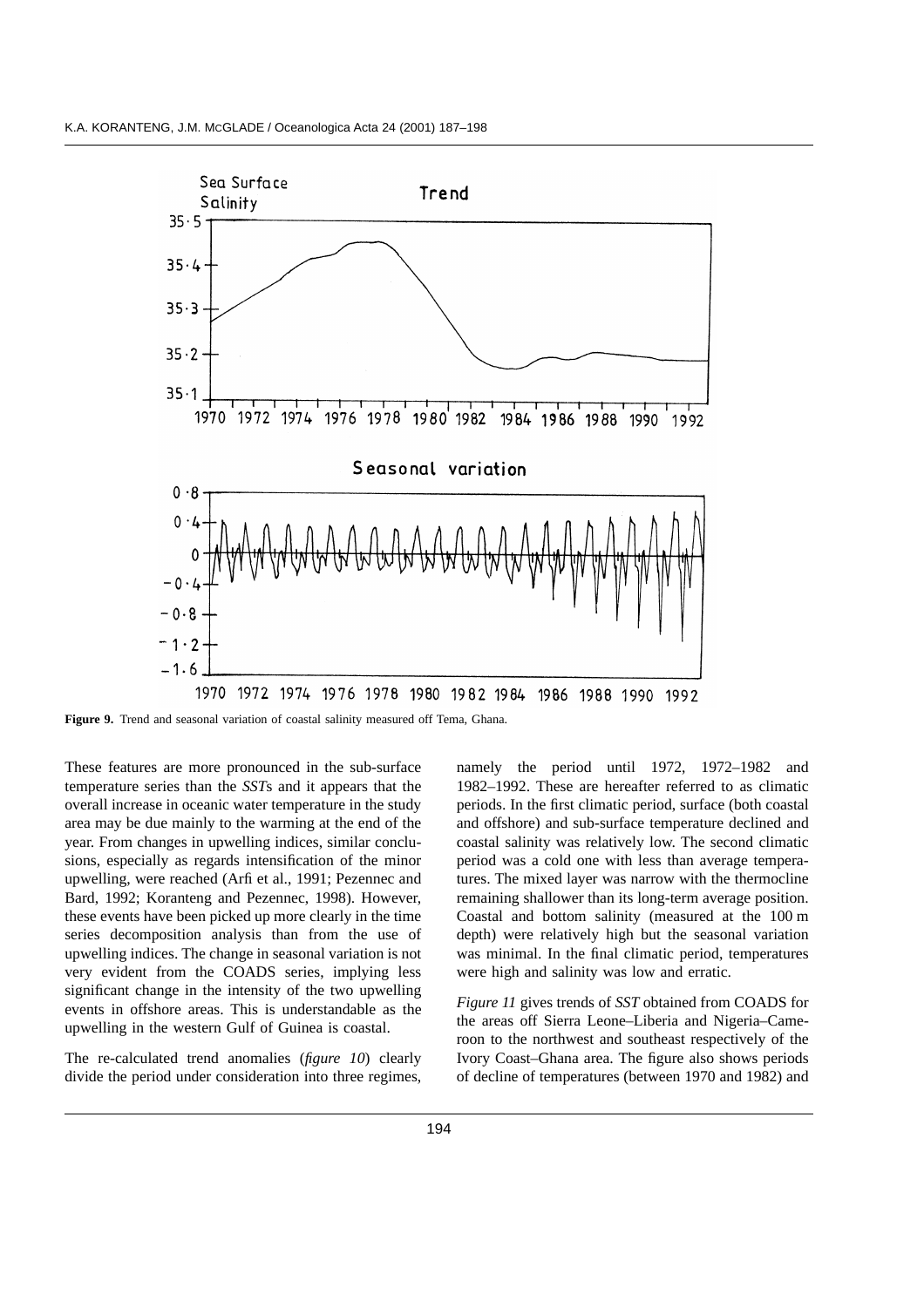**Figure 9.** Trend and seasonal variation of coastal salinity measured off Tema, Ghana.

These features are more pronounced in the sub-surface temperature series than the *SST*s and it appears that the overall increase in oceanic water temperature in the study area may be due mainly to the warming at the end of the year. From changes in upwelling indices, similar conclusions, especially as regards intensification of the minor upwelling, were reached (Arfi et al., 1991; Pezennec and Bard, 1992; Koranteng and Pezennec, 1998). However, these events have been picked up more clearly in the time series decomposition analysis than from the use of upwelling indices. The change in seasonal variation is not very evident from the COADS series, implying less significant change in the intensity of the two upwelling events in offshore areas. This is understandable as the upwelling in the western Gulf of Guinea is coastal.

The re-calculated trend anomalies (*figure 10*) clearly divide the period under consideration into three regimes, namely the period until 1972, 1972–1982 and 1982–1992. These are hereafter referred to as climatic periods. In the first climatic period, surface (both coastal and offshore) and sub-surface temperature declined and coastal salinity was relatively low. The second climatic period was a cold one with less than average temperatures. The mixed layer was narrow with the thermocline remaining shallower than its long-term average position. Coastal and bottom salinity (measured at the 100 m depth) were relatively high but the seasonal variation was minimal. In the final climatic period, temperatures were high and salinity was low and erratic.

*Figure 11* gives trends of *SST* obtained from COADS for the areas off Sierra Leone–Liberia and Nigeria–Cameroon to the northwest and southeast respectively of the Ivory Coast–Ghana area. The figure also shows periods of decline of temperatures (between 1970 and 1982) and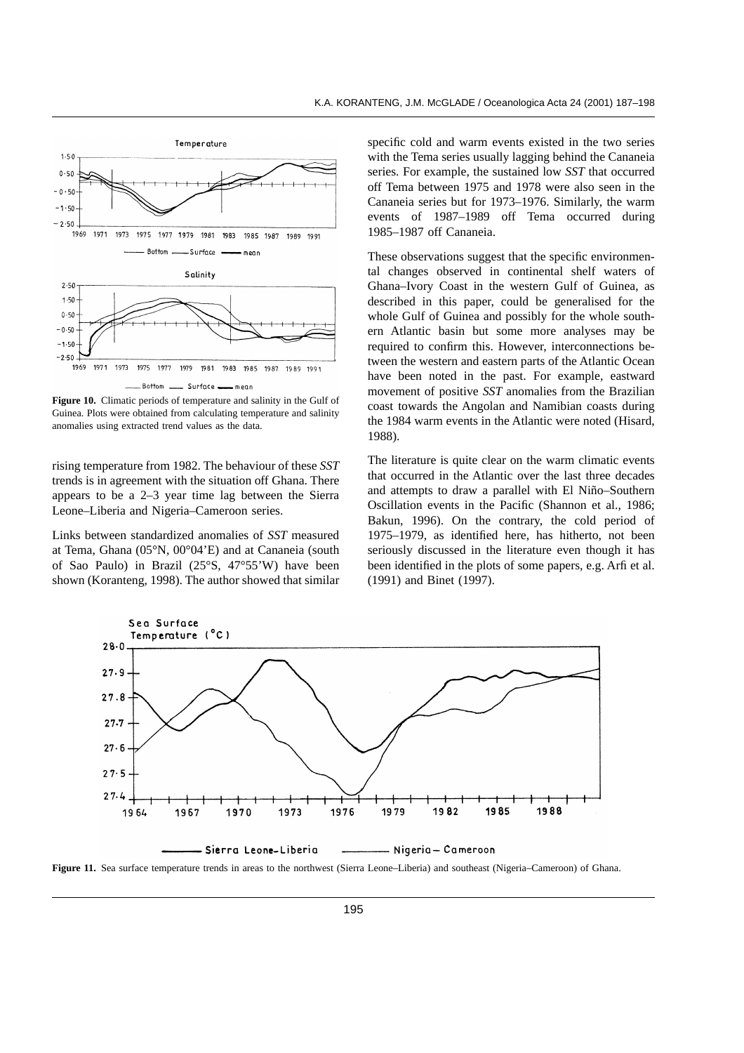**Figure 10.** Climatic periods of temperature and salinity in the Gulf of Guinea. Plots were obtained from calculating temperature and salinity anomalies using extracted trend values as the data.

rising temperature from 1982. The behaviour of these *SST* trends is in agreement with the situation off Ghana. There appears to be a 2–3 year time lag between the Sierra Leone–Liberia and Nigeria–Cameroon series.

Links between standardized anomalies of *SST* measured at Tema, Ghana (05°N, 00°04'E) and at Cananeia (south of Sao Paulo) in Brazil (25°S, 47°55'W) have been shown (Koranteng, 1998). The author showed that similar specific cold and warm events existed in the two series with the Tema series usually lagging behind the Cananeia series. For example, the sustained low *SST* that occurred off Tema between 1975 and 1978 were also seen in the Cananeia series but for 1973–1976. Similarly, the warm events of 1987–1989 off Tema occurred during 1985–1987 off Cananeia.

These observations suggest that the specific environmental changes observed in continental shelf waters of Ghana–Ivory Coast in the western Gulf of Guinea, as described in this paper, could be generalised for the whole Gulf of Guinea and possibly for the whole southern Atlantic basin but some more analyses may be required to confirm this. However, interconnections between the western and eastern parts of the Atlantic Ocean have been noted in the past. For example, eastward movement of positive *SST* anomalies from the Brazilian coast towards the Angolan and Namibian coasts during the 1984 warm events in the Atlantic were noted (Hisard, 1988).

The literature is quite clear on the warm climatic events that occurred in the Atlantic over the last three decades and attempts to draw a parallel with El Niño–Southern Oscillation events in the Pacific (Shannon et al., 1986; Bakun, 1996). On the contrary, the cold period of 1975–1979, as identified here, has hitherto, not been seriously discussed in the literature even though it has been identified in the plots of some papers, e.g. Arfi et al. (1991) and Binet (1997).

**Figure 11.** Sea surface temperature trends in areas to the northwest (Sierra Leone–Liberia) and southeast (Nigeria–Cameroon) of Ghana.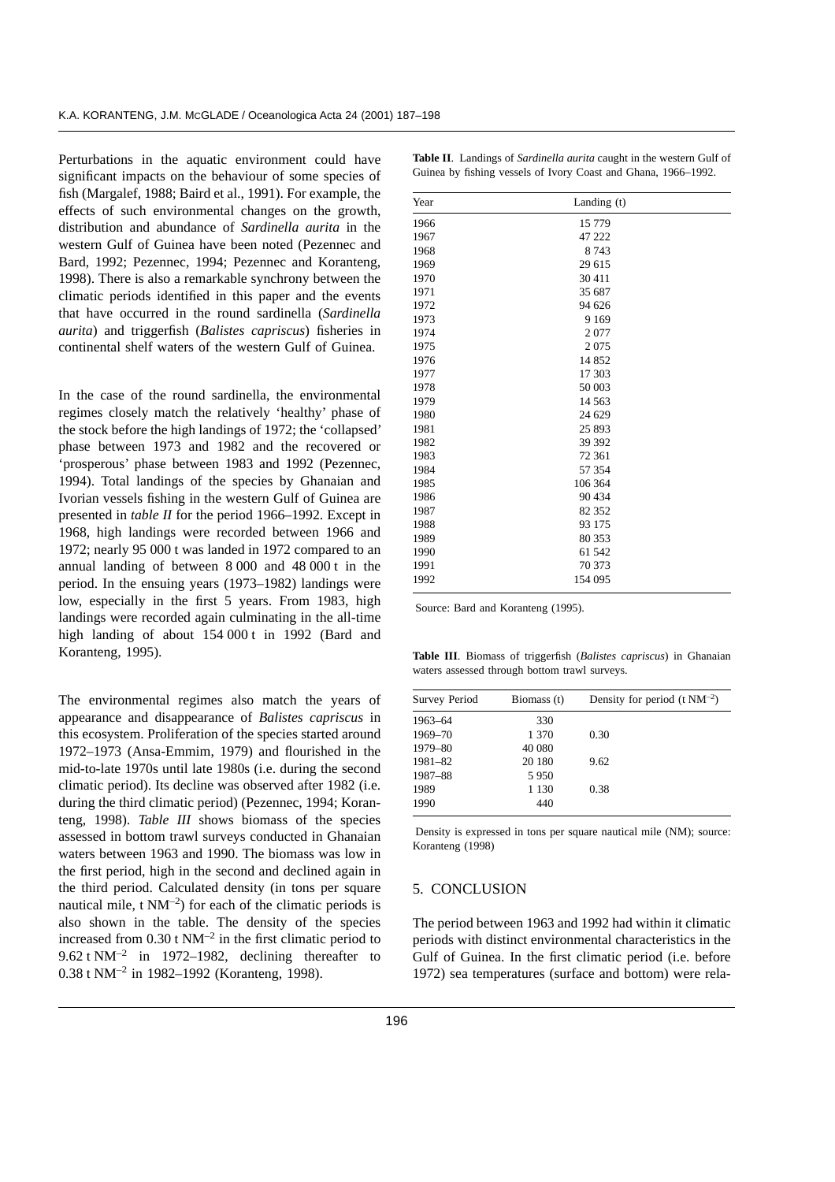Perturbations in the aquatic environment could have significant impacts on the behaviour of some species of fish (Margalef, 1988; Baird et al., 1991). For example, the effects of such environmental changes on the growth, distribution and abundance of *Sardinella aurita* in the western Gulf of Guinea have been noted (Pezennec and Bard, 1992; Pezennec, 1994; Pezennec and Koranteng, 1998). There is also a remarkable synchrony between the climatic periods identified in this paper and the events that have occurred in the round sardinella (*Sardinella aurita*) and triggerfish (*Balistes capriscus*) fisheries in continental shelf waters of the western Gulf of Guinea.

In the case of the round sardinella, the environmental regimes closely match the relatively 'healthy' phase of the stock before the high landings of 1972; the 'collapsed' phase between 1973 and 1982 and the recovered or 'prosperous' phase between 1983 and 1992 (Pezennec, 1994). Total landings of the species by Ghanaian and Ivorian vessels fishing in the western Gulf of Guinea are presented in *table II* for the period 1966–1992. Except in 1968, high landings were recorded between 1966 and 1972; nearly 95 000 t was landed in 1972 compared to an annual landing of between 8 000 and 48 000 t in the period. In the ensuing years (1973–1982) landings were low, especially in the first 5 years. From 1983, high landings were recorded again culminating in the all-time high landing of about 154 000 t in 1992 (Bard and Koranteng, 1995).

The environmental regimes also match the years of appearance and disappearance of *Balistes capriscus* in this ecosystem. Proliferation of the species started around 1972–1973 (Ansa-Emmim, 1979) and flourished in the mid-to-late 1970s until late 1980s (i.e. during the second climatic period). Its decline was observed after 1982 (i.e. during the third climatic period) (Pezennec, 1994; Koranteng, 1998). *Table III* shows biomass of the species assessed in bottom trawl surveys conducted in Ghanaian waters between 1963 and 1990. The biomass was low in the first period, high in the second and declined again in the third period. Calculated density (in tons per square nautical mile, t $NM^{-2}$) for each of the climatic periods is also shown in the table. The density of the species increased from 0.30 t $NM^{-2}$ in the first climatic period to 9.62 t $NM^{-2}$ in 1972–1982, declining thereafter to 0.38 t $NM^{-2}$ in 1982–1992 (Koranteng, 1998).

**Table II**. Landings of *Sardinella aurita* caught in the western Gulf of Guinea by fishing vessels of Ivory Coast and Ghana, 1966–1992.

| Year | Landing (t) |
|---|---|
| 1966 | 15 779 |
| 1967 | 47 222 |
| 1968 | 8 743 |
| 1969 | 29 615 |
| 1970 | 30 411 |
| 1971 | 35 687 |
| 1972 | 94 626 |
| 1973 | 9 169 |
| 1974 | 2 077 |
| 1975 | 2 075 |
| 1976 | 14 852 |
| 1977 | 17 303 |
| 1978 | 50 003 |
| 1979 | 14 563 |
| 1980 | 24 629 |
| 1981 | 25 893 |
| 1982 | 39 392 |
| 1983 | 72 361 |
| 1984 | 57 354 |
| 1985 | 106 364 |
| 1986 | 90 434 |
| 1987 | 82 352 |
| 1988 | 93 175 |
| 1989 | 80 353 |
| 1990 | 61 542 |
| 1991 | 70 373 |
| 1992 | 154 095 |

Source: Bard and Koranteng (1995).

**Table III**. Biomass of triggerfish (*Balistes capriscus*) in Ghanaian waters assessed through bottom trawl surveys.

| Survey Period | Biomass (t) | Density for period (t $NM^{-2}$) |
|---|---|---|
| 1963–64 | 330 | |
| 1969–70 | 1 370 | 0.30 |
| 1979–80 | 40 080 | |
| 1981–82 | 20 180 | 9.62 |
| 1987–88 | 5 950 | |
| 1989 | 1 130 | 0.38 |
| 1990 | 440 | |

Density is expressed in tons per square nautical mile (NM); source: Koranteng (1998)

## 5. CONCLUSION

The period between 1963 and 1992 had within it climatic periods with distinct environmental characteristics in the Gulf of Guinea. In the first climatic period (i.e. before 1972) sea temperatures (surface and bottom) were rela-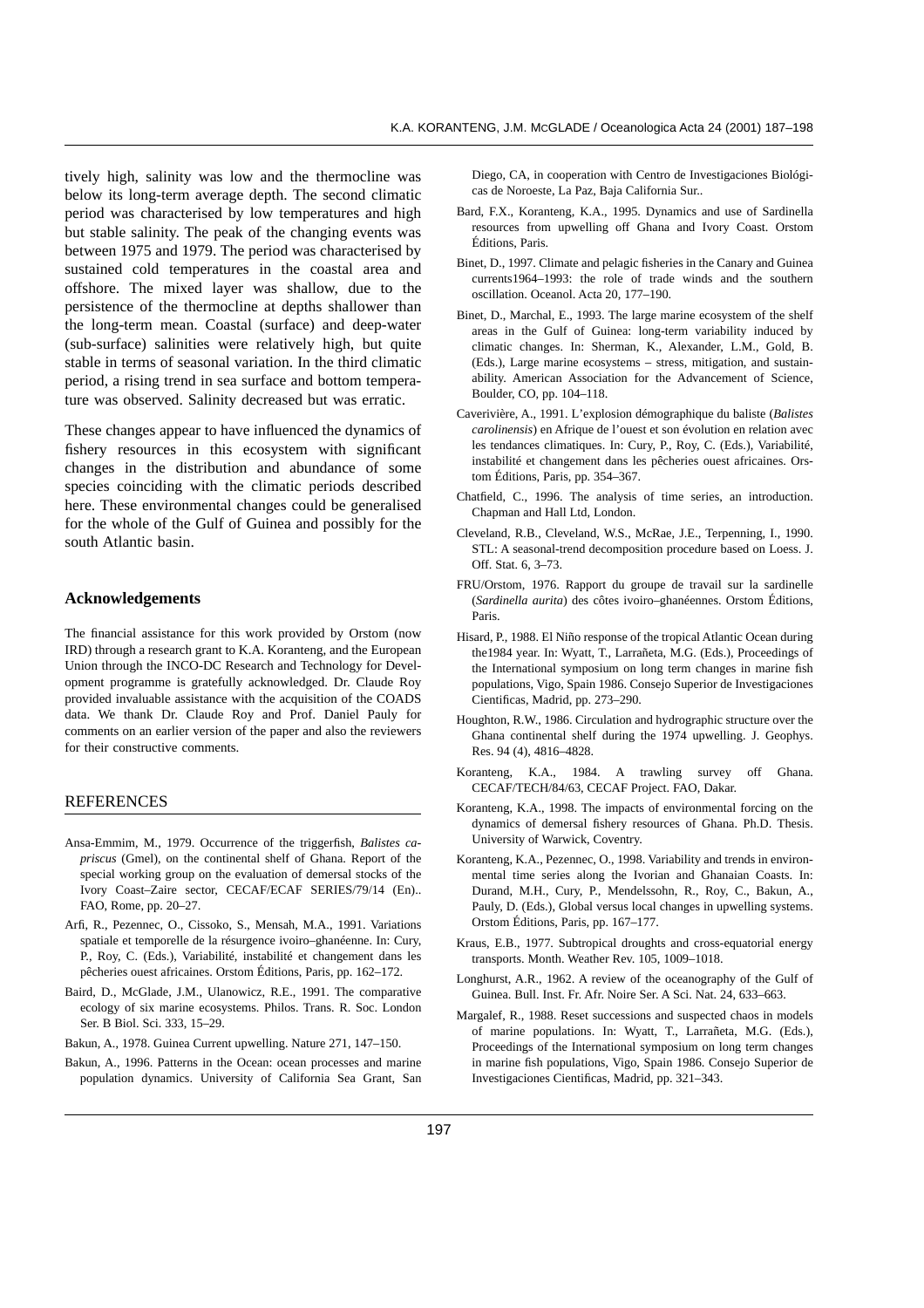tively high, salinity was low and the thermocline was below its long-term average depth. The second climatic period was characterised by low temperatures and high but stable salinity. The peak of the changing events was between 1975 and 1979. The period was characterised by sustained cold temperatures in the coastal area and offshore. The mixed layer was shallow, due to the persistence of the thermocline at depths shallower than the long-term mean. Coastal (surface) and deep-water (sub-surface) salinities were relatively high, but quite stable in terms of seasonal variation. In the third climatic period, a rising trend in sea surface and bottom temperature was observed. Salinity decreased but was erratic.

These changes appear to have influenced the dynamics of fishery resources in this ecosystem with significant changes in the distribution and abundance of some species coinciding with the climatic periods described here. These environmental changes could be generalised for the whole of the Gulf of Guinea and possibly for the south Atlantic basin.

## Acknowledgements

The financial assistance for this work provided by Orstom (now IRD) through a research grant to K.A. Koranteng, and the European Union through the INCO-DC Research and Technology for Development programme is gratefully acknowledged. Dr. Claude Roy provided invaluable assistance with the acquisition of the COADS data. We thank Dr. Claude Roy and Prof. Daniel Pauly for comments on an earlier version of the paper and also the reviewers for their constructive comments.

## REFERENCES

Ansa-Emmim, M., 1979. Occurrence of the triggerfish, *Balistes capriscus* (Gmel), on the continental shelf of Ghana. Report of the special working group on the evaluation of demersal stocks of the Ivory Coast–Zaire sector, CECAF/ECAF SERIES/79/14 (En).. FAO, Rome, pp. 20–27.

Arfi, R., Pezennec, O., Cissoko, S., Mensah, M.A., 1991. Variations spatiale et temporelle de la résurgence ivoiro–ghanéenne. In: Cury, P., Roy, C. (Eds.), Variabilité, instabilité et changement dans les pêcheries ouest africaines. Orstom Éditions, Paris, pp. 162–172.

Baird, D., McGlade, J.M., Ulanowicz, R.E., 1991. The comparative ecology of six marine ecosystems. Philos. Trans. R. Soc. London Ser. B Biol. Sci. 333, 15–29.

Bakun, A., 1978. Guinea Current upwelling. Nature 271, 147–150.

Bakun, A., 1996. Patterns in the Ocean: ocean processes and marine population dynamics. University of California Sea Grant, San Diego, CA, in cooperation with Centro de Investigaciones Biológicas de Noroeste, La Paz, Baja California Sur..

Bard, F.X., Koranteng, K.A., 1995. Dynamics and use of Sardinella resources from upwelling off Ghana and Ivory Coast. Orstom Éditions, Paris.

Binet, D., 1997. Climate and pelagic fisheries in the Canary and Guinea currents1964–1993: the role of trade winds and the southern oscillation. Oceanol. Acta 20, 177–190.

Binet, D., Marchal, E., 1993. The large marine ecosystem of the shelf areas in the Gulf of Guinea: long-term variability induced by climatic changes. In: Sherman, K., Alexander, L.M., Gold, B. (Eds.), Large marine ecosystems – stress, mitigation, and sustainability. American Association for the Advancement of Science, Boulder, CO, pp. 104–118.

Caverivière, A., 1991. L'explosion démographique du baliste (*Balistes carolinensis*) en Afrique de l'ouest et son évolution en relation avec les tendances climatiques. In: Cury, P., Roy, C. (Eds.), Variabilité, instabilité et changement dans les pêcheries ouest africaines. Orstom Éditions, Paris, pp. 354–367.

Chatfield, C., 1996. The analysis of time series, an introduction. Chapman and Hall Ltd, London.

Cleveland, R.B., Cleveland, W.S., McRae, J.E., Terpenning, I., 1990. STL: A seasonal-trend decomposition procedure based on Loess. J. Off. Stat. 6, 3–73.

FRU/Orstom, 1976. Rapport du groupe de travail sur la sardinelle (*Sardinella aurita*) des côtes ivoiro–ghanéennes. Orstom Éditions, Paris.

Hisard, P., 1988. El Niño response of the tropical Atlantic Ocean during the1984 year. In: Wyatt, T., Larrañeta, M.G. (Eds.), Proceedings of the International symposium on long term changes in marine fish populations, Vigo, Spain 1986. Consejo Superior de Investigaciones Cientificas, Madrid, pp. 273–290.

Houghton, R.W., 1986. Circulation and hydrographic structure over the Ghana continental shelf during the 1974 upwelling. J. Geophys. Res. 94 (4), 4816–4828.

Koranteng, K.A., 1984. A trawling survey off Ghana. CECAF/TECH/84/63, CECAF Project. FAO, Dakar.

Koranteng, K.A., 1998. The impacts of environmental forcing on the dynamics of demersal fishery resources of Ghana. Ph.D. Thesis. University of Warwick, Coventry.

Koranteng, K.A., Pezennec, O., 1998. Variability and trends in environmental time series along the Ivorian and Ghanaian Coasts. In: Durand, M.H., Cury, P., Mendelssohn, R., Roy, C., Bakun, A., Pauly, D. (Eds.), Global versus local changes in upwelling systems. Orstom Éditions, Paris, pp. 167–177.

Kraus, E.B., 1977. Subtropical droughts and cross-equatorial energy transports. Month. Weather Rev. 105, 1009–1018.

Longhurst, A.R., 1962. A review of the oceanography of the Gulf of Guinea. Bull. Inst. Fr. Afr. Noire Ser. A Sci. Nat. 24, 633–663.

Margalef, R., 1988. Reset successions and suspected chaos in models of marine populations. In: Wyatt, T., Larrañeta, M.G. (Eds.), Proceedings of the International symposium on long term changes in marine fish populations, Vigo, Spain 1986. Consejo Superior de Investigaciones Cientificas, Madrid, pp. 321–343.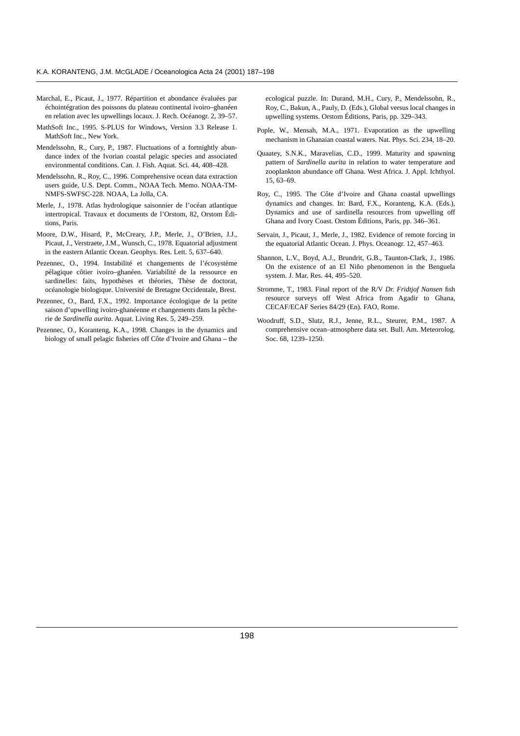Marchal, E., Picaut, J., 1977. Répartition et abondance évaluées par échointégration des poissons du plateau continental ivoiro–ghanéen en relation avec les upwellings locaux. J. Rech. Océanogr. 2, 39–57.

MathSoft Inc., 1995. S-PLUS for Windows, Version 3.3 Release 1. MathSoft Inc., New York.

Mendelssohn, R., Cury, P., 1987. Fluctuations of a fortnightly abundance index of the Ivorian coastal pelagic species and associated environmental conditions. Can. J. Fish. Aquat. Sci. 44, 408–428.

Mendelssohn, R., Roy, C., 1996. Comprehensive ocean data extraction users guide, U.S. Dept. Comm., NOAA Tech. Memo. NOAA-TM-NMFS-SWFSC-228. NOAA, La Jolla, CA.

Merle, J., 1978. Atlas hydrologique saisonnier de l'océan atlantique intertropical. Travaux et documents de l'Orstom, 82, Orstom Éditions, Paris.

Moore, D.W., Hisard, P., McCreary, J.P., Merle, J., O'Brien, J.J., Picaut, J., Verstraete, J.M., Wunsch, C., 1978. Equatorial adjustment in the eastern Atlantic Ocean. Geophys. Res. Lett. 5, 637–640.

Pezennec, O., 1994. Instabilité et changements de l'écosystème pélagique côtier ivoiro–ghanéen. Variabilité de la ressource en sardinelles: faits, hypothèses et théories, Thèse de doctorat, océanologie biologique. Université de Bretagne Occidentale, Brest.

Pezennec, O., Bard, F.X., 1992. Importance écologique de la petite saison d'upwelling ivoiro-ghanéenne et changements dans la pêcherie de *Sardinella aurita*. Aquat. Living Res. 5, 249–259.

Pezennec, O., Koranteng, K.A., 1998. Changes in the dynamics and biology of small pelagic fisheries off Côte d'Ivoire and Ghana – the ecological puzzle. In: Durand, M.H., Cury, P., Mendelssohn, R., Roy, C., Bakun, A., Pauly, D. (Eds.), Global versus local changes in upwelling systems. Orstom Éditions, Paris, pp. 329–343.

Pople, W., Mensah, M.A., 1971. Evaporation as the upwelling mechanism in Ghanaian coastal waters. Nat. Phys. Sci. 234, 18–20.

Quaatey, S.N.K., Maravelias, C.D., 1999. Maturity and spawning pattern of *Sardinella aurita* in relation to water temperature and zooplankton abundance off Ghana. West Africa. J. Appl. Ichthyol. 15, 63–69.

Roy, C., 1995. The Côte d'Ivoire and Ghana coastal upwellings dynamics and changes. In: Bard, F.X., Koranteng, K.A. (Eds.), Dynamics and use of sardinella resources from upwelling off Ghana and Ivory Coast. Orstom Éditions, Paris, pp. 346–361.

Servain, J., Picaut, J., Merle, J., 1982. Evidence of remote forcing in the equatorial Atlantic Ocean. J. Phys. Oceanogr. 12, 457–463.

Shannon, L.V., Boyd, A.J., Brundrit, G.B., Taunton-Clark, J., 1986. On the existence of an El Niño phenomenon in the Benguela system. J. Mar. Res. 44, 495–520.

Stromme, T., 1983. Final report of the R/V *Dr. Fridtjof Nansen* fish resource surveys off West Africa from Agadir to Ghana, CECAF/ECAF Series 84/29 (En). FAO, Rome.

Woodruff, S.D., Slutz, R.J., Jenne, R.L., Steurer, P.M., 1987. A comprehensive ocean–atmosphere data set. Bull. Am. Meteorolog. Soc. 68, 1239–1250.